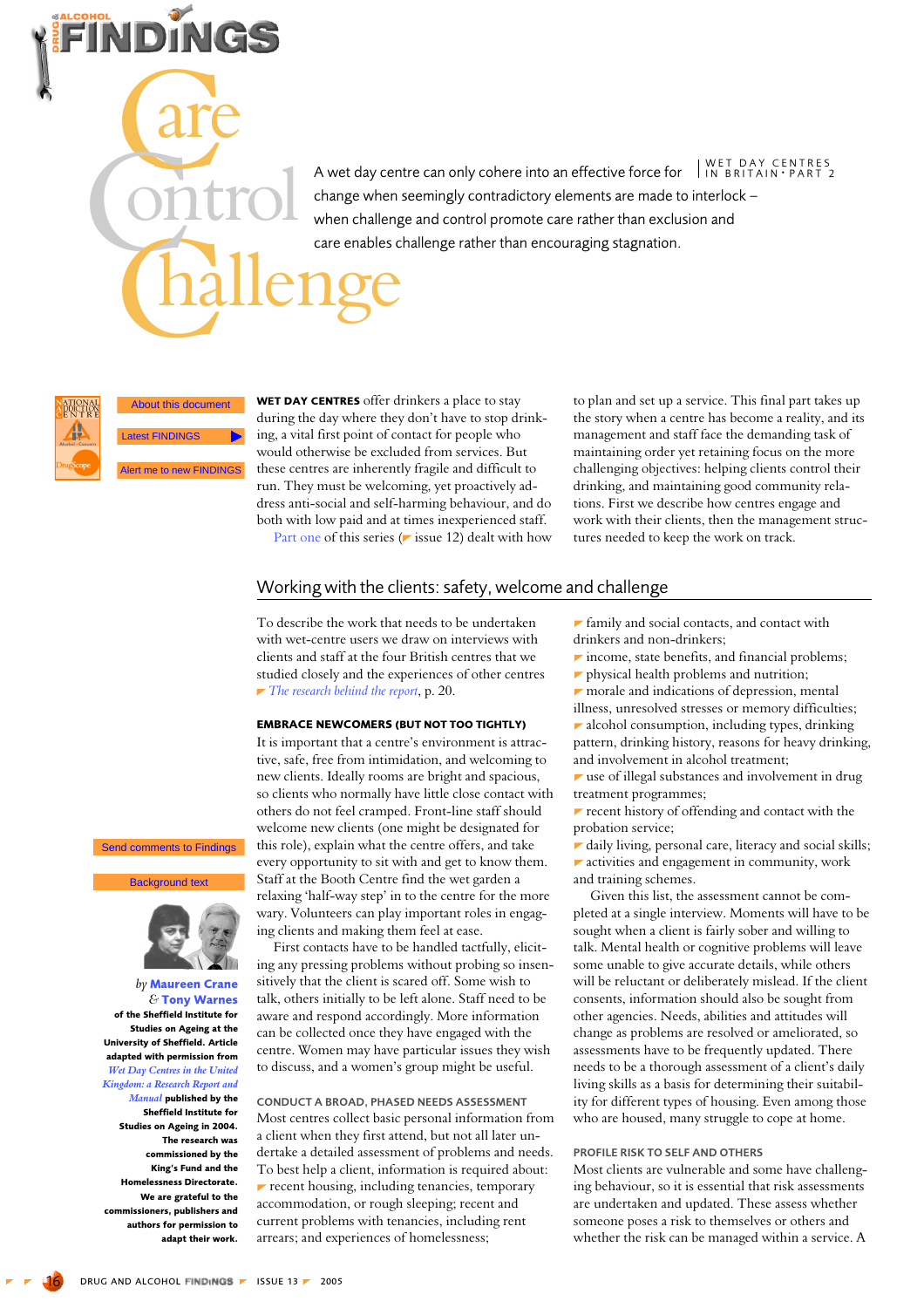# Care Control Challenge

WET DAY CENTRES IN BRITAIN • PART 2

A wet day centre can only cohere into an effective force for change when seemingly contradictory elements are made to interlock – when challenge and control promote care rather than exclusion and care enables challenge rather than encouraging stagnation.

About this document

Latest FINDINGS

Alert me to new FINDINGS

Send comments to Findings

Background text

by **Maureen Crane** & **Tony Warnes** of the Sheffield Institute for Studies on Ageing at the University of Sheffield. Article adapted with permission from *Wet Day Centres in the United Kingdom: a Research Report and Manual* published by the Sheffield Institute for Studies on Ageing in 2004. The research was commissioned by the King's Fund and the Homelessness Directorate. We are grateful to the commissioners, publishers and authors for permission to adapt their work.

**WET DAY CENTRES** offer drinkers a place to stay during the day where they don't have to stop drinking, a vital first point of contact for people who would otherwise be excluded from services. But these centres are inherently fragile and difficult to run. They must be welcoming, yet proactively address anti-social and self-harming behaviour, and do both with low paid and at times inexperienced staff.

Part one of this series (issue 12) dealt with how to plan and set up a service. This final part takes up the story when a centre has become a reality, and its management and staff face the demanding task of maintaining order yet retaining focus on the more challenging objectives: helping clients control their drinking, and maintaining good community relations. First we describe how centres engage and work with their clients, then the management structures needed to keep the work on track.

## Working with the clients: safety, welcome and challenge

To describe the work that needs to be undertaken with wet-centre users we draw on interviews with clients and staff at the four British centres that we studied closely and the experiences of other centres *The research behind the report*, p. 20.

### EMBRACE NEWCOMERS (BUT NOT TOO TIGHTLY)

It is important that a centre's environment is attractive, safe, free from intimidation, and welcoming to new clients. Ideally rooms are bright and spacious, so clients who normally have little close contact with others do not feel cramped. Front-line staff should welcome new clients (one might be designated for this role), explain what the centre offers, and take every opportunity to sit with and get to know them. Staff at the Booth Centre find the wet garden a relaxing 'half-way step' in to the centre for the more wary. Volunteers can play important roles in engaging clients and making them feel at ease.

First contacts have to be handled tactfully, eliciting any pressing problems without probing so insensitively that the client is scared off. Some wish to talk, others initially to be left alone. Staff need to be aware and respond accordingly. More information can be collected once they have engaged with the centre. Women may have particular issues they wish to discuss, and a women's group might be useful.

### CONDUCT A BROAD, PHASED NEEDS ASSESSMENT

Most centres collect basic personal information from a client when they first attend, but not all later undertake a detailed assessment of problems and needs. To best help a client, information is required about:

- recent housing, including tenancies, temporary accommodation, or rough sleeping; recent and current problems with tenancies, including rent arrears; and experiences of homelessness;
- family and social contacts, and contact with drinkers and non-drinkers;
- income, state benefits, and financial problems;
- physical health problems and nutrition;
- morale and indications of depression, mental illness, unresolved stresses or memory difficulties;
- alcohol consumption, including types, drinking pattern, drinking history, reasons for heavy drinking, and involvement in alcohol treatment;
- use of illegal substances and involvement in drug treatment programmes;
- recent history of offending and contact with the probation service;
- daily living, personal care, literacy and social skills;
- activities and engagement in community, work and training schemes.

Given this list, the assessment cannot be completed at a single interview. Moments will have to be sought when a client is fairly sober and willing to talk. Mental health or cognitive problems will leave some unable to give accurate details, while others will be reluctant or deliberately mislead. If the client consents, information should also be sought from other agencies. Needs, abilities and attitudes will change as problems are resolved or ameliorated, so assessments have to be frequently updated. There needs to be a thorough assessment of a client's daily living skills as a basis for determining their suitability for different types of housing. Even among those who are housed, many struggle to cope at home.

### PROFILE RISK TO SELF AND OTHERS

Most clients are vulnerable and some have challenging behaviour, so it is essential that risk assessments are undertaken and updated. These assess whether someone poses a risk to themselves or others and whether the risk can be managed within a service. A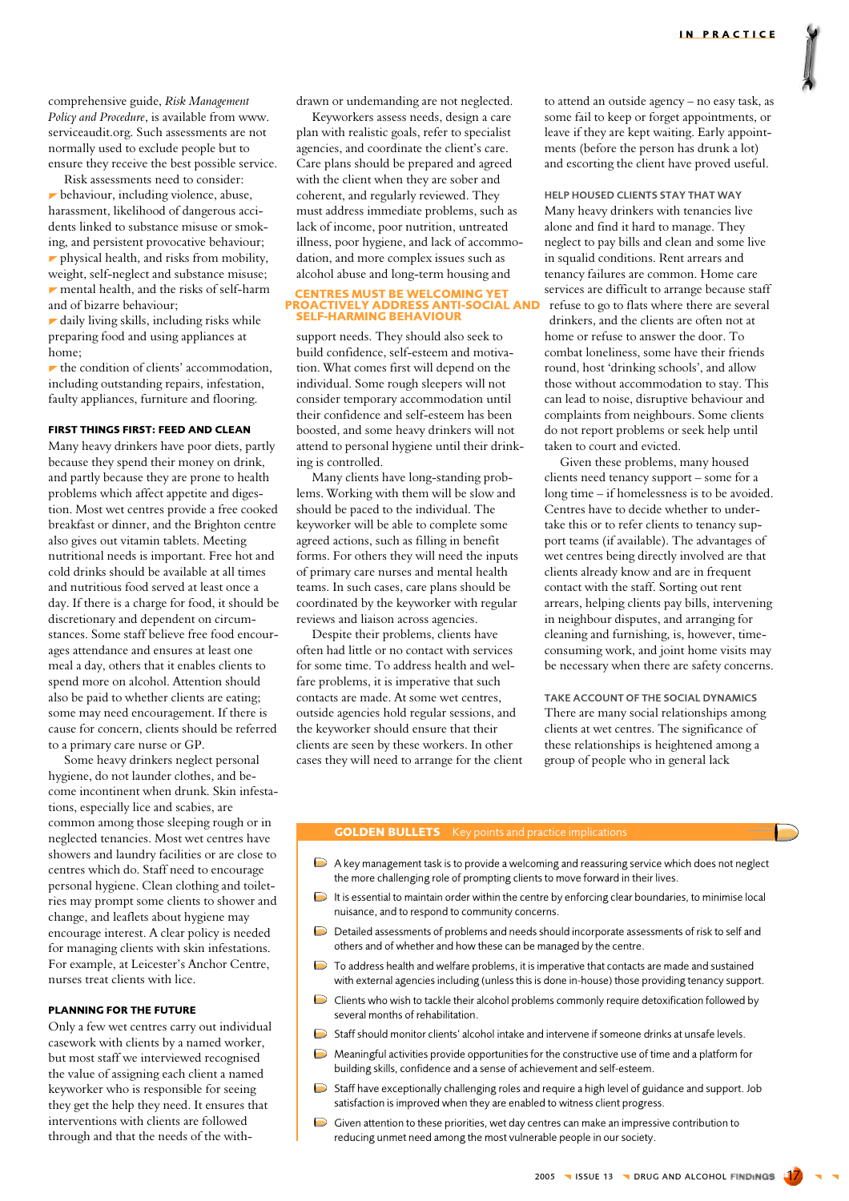comprehensive guide, *Risk Management Policy and Procedure*, is available from www.serviceaudit.org. Such assessments are not normally used to exclude people but to ensure they receive the best possible service.

Risk assessments need to consider:

- behaviour, including violence, abuse, harassment, likelihood of dangerous accidents linked to substance misuse or smoking, and persistent provocative behaviour;
- physical health, and risks from mobility, weight, self-neglect and substance misuse;
- mental health, and the risks of self-harm and of bizarre behaviour;
- daily living skills, including risks while preparing food and using appliances at home;
- the condition of clients' accommodation, including outstanding repairs, infestation, faulty appliances, furniture and flooring.

### FIRST THINGS FIRST: FEED AND CLEAN

Many heavy drinkers have poor diets, partly because they spend their money on drink, and partly because they are prone to health problems which affect appetite and digestion. Most wet centres provide a free cooked breakfast or dinner, and the Brighton centre also gives out vitamin tablets. Meeting nutritional needs is important. Free hot and cold drinks should be available at all times and nutritious food served at least once a day. If there is a charge for food, it should be discretionary and dependent on circumstances. Some staff believe free food encourages attendance and ensures at least one meal a day, others that it enables clients to spend more on alcohol. Attention should also be paid to whether clients are eating; some may need encouragement. If there is cause for concern, clients should be referred to a primary care nurse or GP.

Some heavy drinkers neglect personal hygiene, do not launder clothes, and become incontinent when drunk. Skin infestations, especially lice and scabies, are common among those sleeping rough or in neglected tenancies. Most wet centres have showers and laundry facilities or are close to centres which do. Staff need to encourage personal hygiene. Clean clothing and toiletries may prompt some clients to shower and change, and leaflets about hygiene may encourage interest. A clear policy is needed for managing clients with skin infestations. For example, at Leicester's Anchor Centre, nurses treat clients with lice.

### PLANNING FOR THE FUTURE

Only a few wet centres carry out individual casework with clients by a named worker, but most staff we interviewed recognised the value of assigning each client a named keyworker who is responsible for seeing they get the help they need. It ensures that interventions with clients are followed through and that the needs of the withdrawn or undemanding are not neglected.

Keyworkers assess needs, design a care plan with realistic goals, refer to specialist agencies, and coordinate the client's care. Care plans should be prepared and agreed with the client when they are sober and coherent, and regularly reviewed. They must address immediate problems, such as lack of income, poor nutrition, untreated illness, poor hygiene, and lack of accommodation, and more complex issues such as alcohol abuse and long-term housing and support needs. They should also seek to build confidence, self-esteem and motivation. What comes first will depend on the individual. Some rough sleepers will not consider temporary accommodation until their confidence and self-esteem has been boosted, and some heavy drinkers will not attend to personal hygiene until their drinking is controlled.

**CENTRES MUST BE WELCOMING YET PROACTIVELY ADDRESS ANTI-SOCIAL AND SELF-HARMING BEHAVIOUR**

Many clients have long-standing problems. Working with them will be slow and should be paced to the individual. The keyworker will be able to complete some agreed actions, such as filling in benefit forms. For others they will need the inputs of primary care nurses and mental health teams. In such cases, care plans should be coordinated by the keyworker with regular reviews and liaison across agencies.

Despite their problems, clients have often had little or no contact with services for some time. To address health and welfare problems, it is imperative that such contacts are made. At some wet centres, outside agencies hold regular sessions, and the keyworker should ensure that their clients are seen by these workers. In other cases they will need to arrange for the client to attend to an outside agency – no easy task, as some fail to keep or forget appointments, or leave if they are kept waiting. Early appointments (before the person has drunk a lot) and escorting the client have proved useful.

### HELP HOUSED CLIENTS STAY THAT WAY

Many heavy drinkers with tenancies live alone and find it hard to manage. They neglect to pay bills and clean and some live in squalid conditions. Rent arrears and tenancy failures are common. Home care services are difficult to arrange because staff refuse to go to flats where there are several drinkers, and the clients are often not at home or refuse to answer the door. To combat loneliness, some have their friends round, host 'drinking schools', and allow those without accommodation to stay. This can lead to noise, disruptive behaviour and complaints from neighbours. Some clients do not report problems or seek help until taken to court and evicted.

Given these problems, many housed clients need tenancy support – some for a long time – if homelessness is to be avoided. Centres have to decide whether to undertake this or to refer clients to tenancy support teams (if available). The advantages of wet centres being directly involved are that clients already know and are in frequent contact with the staff. Sorting out rent arrears, helping clients pay bills, intervening in neighbour disputes, and arranging for cleaning and furnishing, is, however, time-consuming work, and joint home visits may be necessary when there are safety concerns.

### TAKE ACCOUNT OF THE SOCIAL DYNAMICS

There are many social relationships among clients at wet centres. The significance of these relationships is heightened among a group of people who in general lack

---

**GOLDEN BULLETS** Key points and practice implications

- A key management task is to provide a welcoming and reassuring service which does not neglect the more challenging role of prompting clients to move forward in their lives.
- It is essential to maintain order within the centre by enforcing clear boundaries, to minimise local nuisance, and to respond to community concerns.
- Detailed assessments of problems and needs should incorporate assessments of risk to self and others and of whether and how these can be managed by the centre.
- To address health and welfare problems, it is imperative that contacts are made and sustained with external agencies including (unless this is done in-house) those providing tenancy support.
- Clients who wish to tackle their alcohol problems commonly require detoxification followed by several months of rehabilitation.
- Staff should monitor clients' alcohol intake and intervene if someone drinks at unsafe levels.
- Meaningful activities provide opportunities for the constructive use of time and a platform for building skills, confidence and a sense of achievement and self-esteem.
- Staff have exceptionally challenging roles and require a high level of guidance and support. Job satisfaction is improved when they are enabled to witness client progress.
- Given attention to these priorities, wet day centres can make an impressive contribution to reducing unmet need among the most vulnerable people in our society.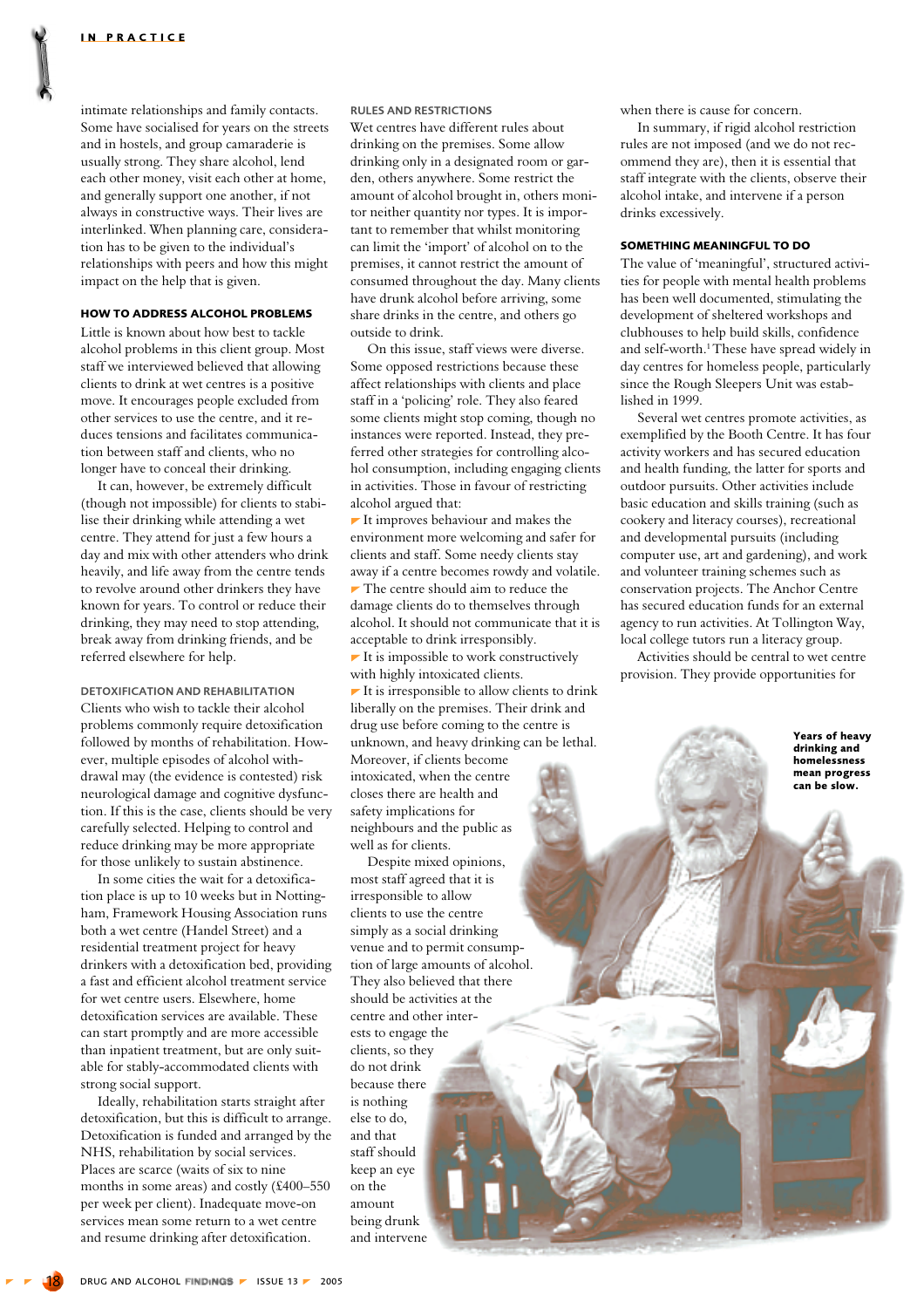intimate relationships and family contacts. Some have socialised for years on the streets and in hostels, and group camaraderie is usually strong. They share alcohol, lend each other money, visit each other at home, and generally support one another, if not always in constructive ways. Their lives are interlinked. When planning care, consideration has to be given to the individual's relationships with peers and how this might impact on the help that is given.

### HOW TO ADDRESS ALCOHOL PROBLEMS

Little is known about how best to tackle alcohol problems in this client group. Most staff we interviewed believed that allowing clients to drink at wet centres is a positive move. It encourages people excluded from other services to use the centre, and it reduces tensions and facilitates communication between staff and clients, who no longer have to conceal their drinking.

It can, however, be extremely difficult (though not impossible) for clients to stabilise their drinking while attending a wet centre. They attend for just a few hours a day and mix with other attenders who drink heavily, and life away from the centre tends to revolve around other drinkers they have known for years. To control or reduce their drinking, they may need to stop attending, break away from drinking friends, and be referred elsewhere for help.

#### DETOXIFICATION AND REHABILITATION

Clients who wish to tackle their alcohol problems commonly require detoxification followed by months of rehabilitation. However, multiple episodes of alcohol withdrawal may (the evidence is contested) risk neurological damage and cognitive dysfunction. If this is the case, clients should be very carefully selected. Helping to control and reduce drinking may be more appropriate for those unlikely to sustain abstinence.

In some cities the wait for a detoxification place is up to 10 weeks but in Nottingham, Framework Housing Association runs both a wet centre (Handel Street) and a residential treatment project for heavy drinkers with a detoxification bed, providing a fast and efficient alcohol treatment service for wet centre users. Elsewhere, home detoxification services are available. These can start promptly and are more accessible than inpatient treatment, but are only suitable for stably-accommodated clients with strong social support.

Ideally, rehabilitation starts straight after detoxification, but this is difficult to arrange. Detoxification is funded and arranged by the NHS, rehabilitation by social services. Places are scarce (waits of six to nine months in some areas) and costly (£400–550 per week per client). Inadequate move-on services mean some return to a wet centre and resume drinking after detoxification.

#### RULES AND RESTRICTIONS

Wet centres have different rules about drinking on the premises. Some allow drinking only in a designated room or garden, others anywhere. Some restrict the amount of alcohol brought in, others monitor neither quantity nor types. It is important to remember that whilst monitoring can limit the 'import' of alcohol on to the premises, it cannot restrict the amount of consumed throughout the day. Many clients have drunk alcohol before arriving, some share drinks in the centre, and others go outside to drink.

On this issue, staff views were diverse. Some opposed restrictions because these affect relationships with clients and place staff in a 'policing' role. They also feared some clients might stop coming, though no instances were reported. Instead, they preferred other strategies for controlling alcohol consumption, including engaging clients in activities. Those in favour of restricting alcohol argued that:

- It improves behaviour and makes the environment more welcoming and safer for clients and staff. Some needy clients stay away if a centre becomes rowdy and volatile.
- The centre should aim to reduce the damage clients do to themselves through alcohol. It should not communicate that it is acceptable to drink irresponsibly.
- It is impossible to work constructively with highly intoxicated clients.
- It is irresponsible to allow clients to drink liberally on the premises. Their drink and drug use before coming to the centre is unknown, and heavy drinking can be lethal. Moreover, if clients become intoxicated, when the centre closes there are health and safety implications for neighbours and the public as well as for clients.

Despite mixed opinions, most staff agreed that it is irresponsible to allow clients to use the centre simply as a social drinking venue and to permit consumption of large amounts of alcohol. They also believed that there should be activities at the centre and other interests to engage the clients, so they do not drink because there is nothing else to do, and that staff should keep an eye on the amount being drunk and intervene when there is cause for concern.

In summary, if rigid alcohol restriction rules are not imposed (and we do not recommend they are), then it is essential that staff integrate with the clients, observe their alcohol intake, and intervene if a person drinks excessively.

### SOMETHING MEANINGFUL TO DO

The value of 'meaningful', structured activities for people with mental health problems has been well documented, stimulating the development of sheltered workshops and clubhouses to help build skills, confidence and self-worth.[1] These have spread widely in day centres for homeless people, particularly since the Rough Sleepers Unit was established in 1999.

Several wet centres promote activities, as exemplified by the Booth Centre. It has four activity workers and has secured education and health funding, the latter for sports and outdoor pursuits. Other activities include basic education and skills training (such as cookery and literacy courses), recreational and developmental pursuits (including computer use, art and gardening), and work and volunteer training schemes such as conservation projects. The Anchor Centre has secured education funds for an external agency to run activities. At Tollington Way, local college tutors run a literacy group.

Activities should be central to wet centre provision. They provide opportunities for

**Years of heavy drinking and homelessness mean progress can be slow.**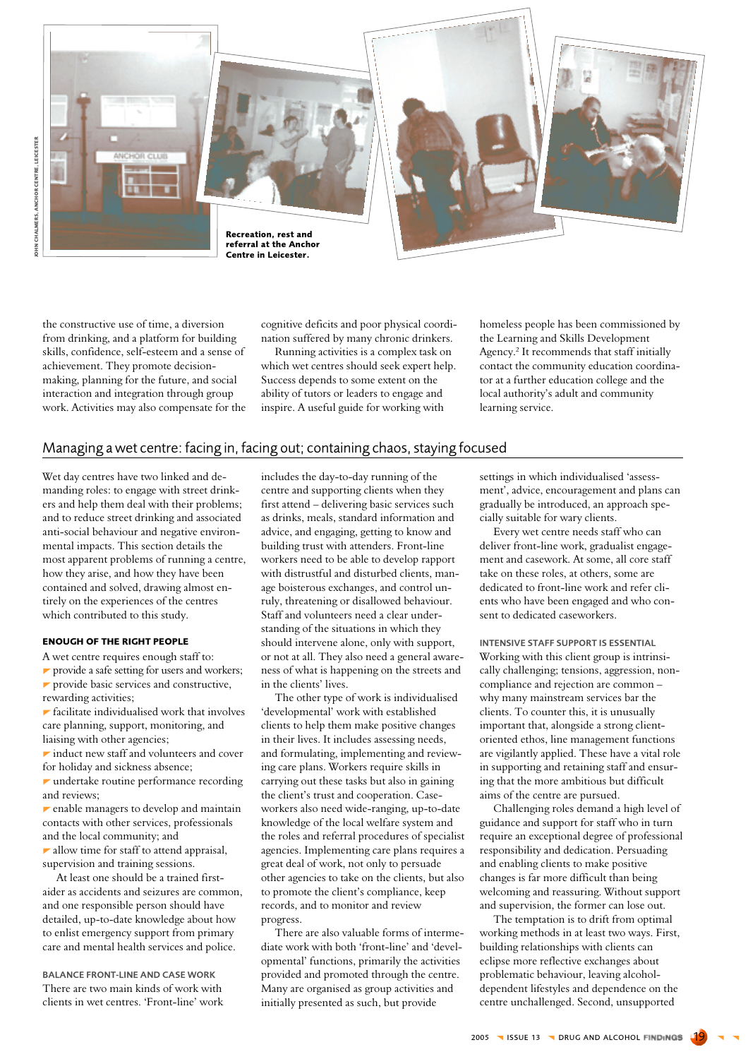Recreation, rest and referral at the Anchor Centre in Leicester.

the constructive use of time, a diversion from drinking, and a platform for building skills, confidence, self-esteem and a sense of achievement. They promote decision-making, planning for the future, and social interaction and integration through group work. Activities may also compensate for the cognitive deficits and poor physical coordination suffered by many chronic drinkers.

Running activities is a complex task on which wet centres should seek expert help. Success depends to some extent on the ability of tutors or leaders to engage and inspire. A useful guide for working with homeless people has been commissioned by the Learning and Skills Development Agency.[2] It recommends that staff initially contact the community education coordinator at a further education college and the local authority's adult and community learning service.

## Managing a wet centre: facing in, facing out; containing chaos, staying focused

Wet day centres have two linked and demanding roles: to engage with street drinkers and help them deal with their problems; and to reduce street drinking and associated anti-social behaviour and negative environmental impacts. This section details the most apparent problems of running a centre, how they arise, and how they have been contained and solved, drawing almost entirely on the experiences of the centres which contributed to this study.

### ENOUGH OF THE RIGHT PEOPLE

A wet centre requires enough staff to:

- provide a safe setting for users and workers;
- provide basic services and constructive, rewarding activities;
- facilitate individualised work that involves care planning, support, monitoring, and liaising with other agencies;
- induct new staff and volunteers and cover for holiday and sickness absence;
- undertake routine performance recording and reviews;
- enable managers to develop and maintain contacts with other services, professionals and the local community; and
- allow time for staff to attend appraisal, supervision and training sessions.

At least one should be a trained first-aider as accidents and seizures are common, and one responsible person should have detailed, up-to-date knowledge about how to enlist emergency support from primary care and mental health services and police.

### BALANCE FRONT-LINE AND CASE WORK

There are two main kinds of work with clients in wet centres. 'Front-line' work includes the day-to-day running of the centre and supporting clients when they first attend – delivering basic services such as drinks, meals, standard information and advice, and engaging, getting to know and building trust with attenders. Front-line workers need to be able to develop rapport with distrustful and disturbed clients, manage boisterous exchanges, and control unruly, threatening or disallowed behaviour. Staff and volunteers need a clear understanding of the situations in which they should intervene alone, only with support, or not at all. They also need a general awareness of what is happening on the streets and in the clients' lives.

The other type of work is individualised 'developmental' work with established clients to help them make positive changes in their lives. It includes assessing needs, and formulating, implementing and reviewing care plans. Workers require skills in carrying out these tasks but also in gaining the client's trust and cooperation. Caseworkers also need wide-ranging, up-to-date knowledge of the local welfare system and the roles and referral procedures of specialist agencies. Implementing care plans requires a great deal of work, not only to persuade other agencies to take on the clients, but also to promote the client's compliance, keep records, and to monitor and review progress.

There are also valuable forms of intermediate work with both 'front-line' and 'developmental' functions, primarily the activities provided and promoted through the centre. Many are organised as group activities and initially presented as such, but provide settings in which individualised 'assessment', advice, encouragement and plans can gradually be introduced, an approach specially suitable for wary clients.

Every wet centre needs staff who can deliver front-line work, gradualist engagement and casework. At some, all core staff take on these roles, at others, some are dedicated to front-line work and refer clients who have been engaged and who consent to dedicated caseworkers.

### INTENSIVE STAFF SUPPORT IS ESSENTIAL

Working with this client group is intrinsically challenging; tensions, aggression, non-compliance and rejection are common – why many mainstream services bar the clients. To counter this, it is unusually important that, alongside a strong client-oriented ethos, line management functions are vigilantly applied. These have a vital role in supporting and retaining staff and ensuring that the more ambitious but difficult aims of the centre are pursued.

Challenging roles demand a high level of guidance and support for staff who in turn require an exceptional degree of professional responsibility and dedication. Persuading and enabling clients to make positive changes is far more difficult than being welcoming and reassuring. Without support and supervision, the former can lose out.

The temptation is to drift from optimal working methods in at least two ways. First, building relationships with clients can eclipse more reflective exchanges about problematic behaviour, leaving alcohol-dependent lifestyles and dependence on the centre unchallenged. Second, unsupported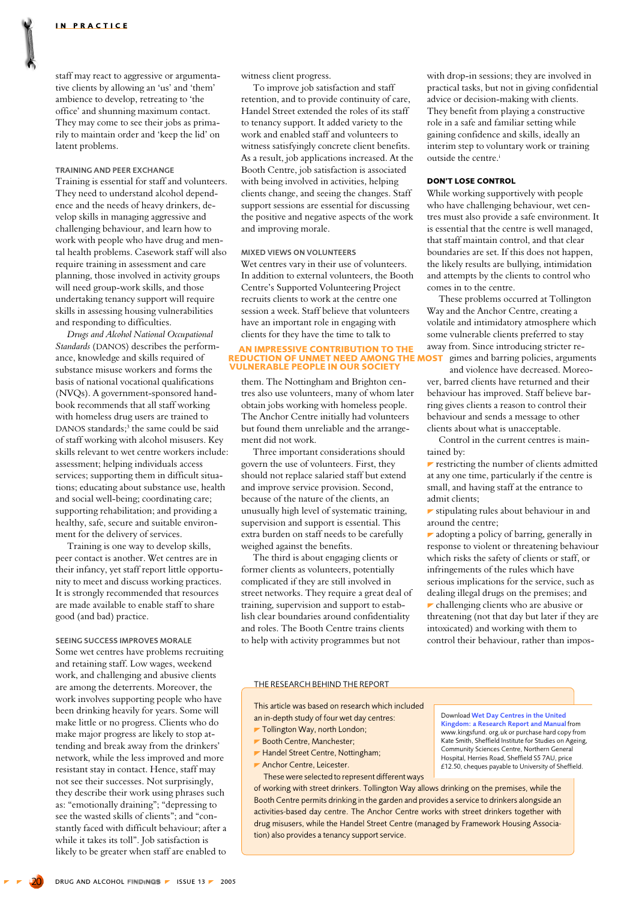staff may react to aggressive or argumentative clients by allowing an 'us' and 'them' ambience to develop, retreating to 'the office' and shunning maximum contact. They may come to see their jobs as primarily to maintain order and 'keep the lid' on latent problems.

### TRAINING AND PEER EXCHANGE

Training is essential for staff and volunteers. They need to understand alcohol dependence and the needs of heavy drinkers, develop skills in managing aggressive and challenging behaviour, and learn how to work with people who have drug and mental health problems. Casework staff will also require training in assessment and care planning, those involved in activity groups will need group-work skills, and those undertaking tenancy support will require skills in assessing housing vulnerabilities and responding to difficulties.

*Drugs and Alcohol National Occupational Standards* (DANOS) describes the performance, knowledge and skills required of substance misuse workers and forms the basis of national vocational qualifications (NVQs). A government-sponsored handbook recommends that all staff working with homeless drug users are trained to DANOS standards;[3] the same could be said of staff working with alcohol misusers. Key skills relevant to wet centre workers include: assessment; helping individuals access services; supporting them in difficult situations; educating about substance use, health and social well-being; coordinating care; supporting rehabilitation; and providing a healthy, safe, secure and suitable environment for the delivery of services.

Training is one way to develop skills, peer contact is another. Wet centres are in their infancy, yet staff report little opportunity to meet and discuss working practices. It is strongly recommended that resources are made available to enable staff to share good (and bad) practice.

### SEEING SUCCESS IMPROVES MORALE

Some wet centres have problems recruiting and retaining staff. Low wages, weekend work, and challenging and abusive clients are among the deterrents. Moreover, the work involves supporting people who have been drinking heavily for years. Some will make little or no progress. Clients who do make major progress are likely to stop attending and break away from the drinkers' network, while the less improved and more resistant stay in contact. Hence, staff may not see their successes. Not surprisingly, they describe their work using phrases such as: "emotionally draining"; "depressing to see the wasted skills of clients"; and "constantly faced with difficult behaviour; after a while it takes its toll". Job satisfaction is likely to be greater when staff are enabled to witness client progress.

To improve job satisfaction and staff retention, and to provide continuity of care, Handel Street extended the roles of its staff to tenancy support. It added variety to the work and enabled staff and volunteers to witness satisfyingly concrete client benefits. As a result, job applications increased. At the Booth Centre, job satisfaction is associated with being involved in activities, helping clients change, and seeing the changes. Staff support sessions are essential for discussing the positive and negative aspects of the work and improving morale.

### MIXED VIEWS ON VOLUNTEERS

Wet centres vary in their use of volunteers. In addition to external volunteers, the Booth Centre's Supported Volunteering Project recruits clients to work at the centre one session a week. Staff believe that volunteers have an important role in engaging with clients for they have the time to talk to them. The Nottingham and Brighton centres also use volunteers, many of whom later obtain jobs working with homeless people. The Anchor Centre initially had volunteers but found them unreliable and the arrangement did not work.

**AN IMPRESSIVE CONTRIBUTION TO THE REDUCTION OF UNMET NEED AMONG THE MOST VULNERABLE PEOPLE IN OUR SOCIETY**

Three important considerations should govern the use of volunteers. First, they should not replace salaried staff but extend and improve service provision. Second, because of the nature of the clients, an unusually high level of systematic training, supervision and support is essential. This extra burden on staff needs to be carefully weighed against the benefits.

The third is about engaging clients or former clients as volunteers, potentially complicated if they are still involved in street networks. They require a great deal of training, supervision and support to establish clear boundaries around confidentiality and roles. The Booth Centre trains clients to help with activity programmes but not with drop-in sessions; they are involved in practical tasks, but not in giving confidential advice or decision-making with clients. They benefit from playing a constructive role in a safe and familiar setting while gaining confidence and skills, ideally an interim step to voluntary work or training outside the centre.[i]

### DON'T LOSE CONTROL

While working supportively with people who have challenging behaviour, wet centres must also provide a safe environment. It is essential that the centre is well managed, that staff maintain control, and that clear boundaries are set. If this does not happen, the likely results are bullying, intimidation and attempts by the clients to control who comes in to the centre.

These problems occurred at Tollington Way and the Anchor Centre, creating a volatile and intimidatory atmosphere which some vulnerable clients preferred to stay away from. Since introducing stricter regimes and barring policies, arguments and violence have decreased. Moreover, barred clients have returned and their behaviour has improved. Staff believe barring gives clients a reason to control their behaviour and sends a message to other clients about what is unacceptable.

Control in the current centres is maintained by:

- restricting the number of clients admitted at any one time, particularly if the centre is small, and having staff at the entrance to admit clients;
- stipulating rules about behaviour in and around the centre;
- adopting a policy of barring, generally in response to violent or threatening behaviour which risks the safety of clients or staff, or infringements of the rules which have serious implications for the service, such as dealing illegal drugs on the premises; and
- challenging clients who are abusive or threatening (not that day but later if they are intoxicated) and working with them to control their behaviour, rather than impos-

### THE RESEARCH BEHIND THE REPORT

This article was based on research which included an in-depth study of four wet day centres:

- Tollington Way, north London;
- Booth Centre, Manchester;
- Handel Street Centre, Nottingham;
- Anchor Centre, Leicester.

These were selected to represent different ways of working with street drinkers. Tollington Way allows drinking on the premises, while the Booth Centre permits drinking in the garden and provides a service to drinkers alongside an activities-based day centre. The Anchor Centre works with street drinkers together with drug misusers, while the Handel Street Centre (managed by Framework Housing Association) also provides a tenancy support service.

Download **Wet Day Centres in the United Kingdom: a Research Report and Manual** from www.kingsfund. org.uk or purchase hard copy from Kate Smith, Sheffield Institute for Studies on Ageing, Community Sciences Centre, Northern General Hospital, Herries Road, Sheffield S5 7AU, price £12.50, cheques payable to University of Sheffield.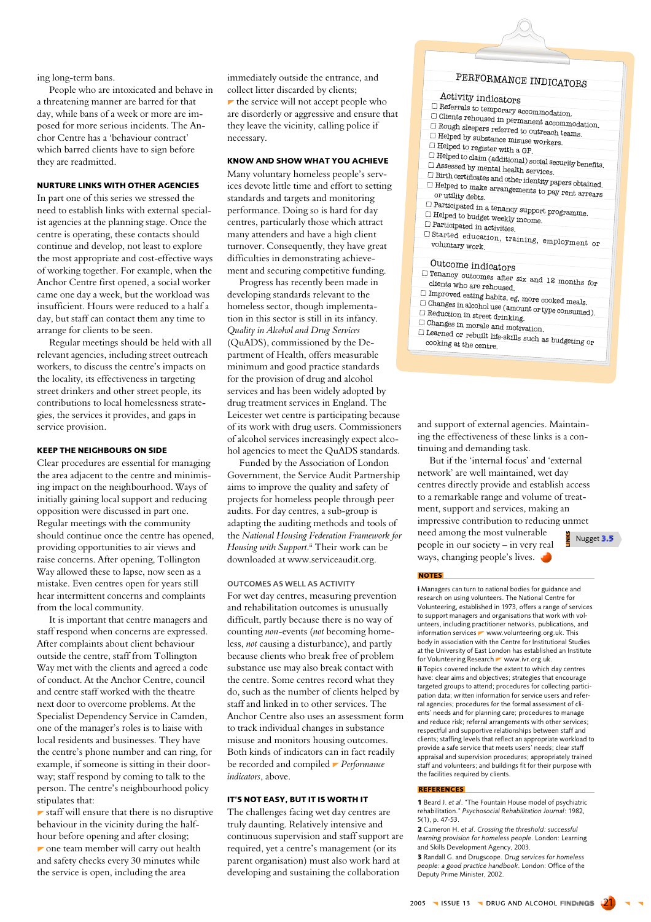ing long-term bans.

People who are intoxicated and behave in a threatening manner are barred for that day, while bans of a week or more are imposed for more serious incidents. The Anchor Centre has a 'behaviour contract' which barred clients have to sign before they are readmitted.

## NURTURE LINKS WITH OTHER AGENCIES

In part one of this series we stressed the need to establish links with external specialist agencies at the planning stage. Once the centre is operating, these contacts should continue and develop, not least to explore the most appropriate and cost-effective ways of working together. For example, when the Anchor Centre first opened, a social worker came one day a week, but the workload was insufficient. Hours were reduced to a half a day, but staff can contact them any time to arrange for clients to be seen.

Regular meetings should be held with all relevant agencies, including street outreach workers, to discuss the centre's impacts on the locality, its effectiveness in targeting street drinkers and other street people, its contributions to local homelessness strategies, the services it provides, and gaps in service provision.

## KEEP THE NEIGHBOURS ON SIDE

Clear procedures are essential for managing the area adjacent to the centre and minimising impact on the neighbourhood. Ways of initially gaining local support and reducing opposition were discussed in part one. Regular meetings with the community should continue once the centre has opened, providing opportunities to air views and raise concerns. After opening, Tollington Way allowed these to lapse, now seen as a mistake. Even centres open for years still hear intermittent concerns and complaints from the local community.

It is important that centre managers and staff respond when concerns are expressed. After complaints about client behaviour outside the centre, staff from Tollington Way met with the clients and agreed a code of conduct. At the Anchor Centre, council and centre staff worked with the theatre next door to overcome problems. At the Specialist Dependency Service in Camden, one of the manager's roles is to liaise with local residents and businesses. They have the centre's phone number and can ring, for example, if someone is sitting in their doorway; staff respond by coming to talk to the person. The centre's neighbourhood policy stipulates that:

- staff will ensure that there is no disruptive behaviour in the vicinity during the half-hour before opening and after closing;
- one team member will carry out health and safety checks every 30 minutes while the service is open, including the area immediately outside the entrance, and collect litter discarded by clients;
- the service will not accept people who are disorderly or aggressive and ensure that they leave the vicinity, calling police if necessary.

## KNOW AND SHOW WHAT YOU ACHIEVE

Many voluntary homeless people's services devote little time and effort to setting standards and targets and monitoring performance. Doing so is hard for day centres, particularly those which attract many attenders and have a high client turnover. Consequently, they have great difficulties in demonstrating achievement and securing competitive funding.

Progress has recently been made in developing standards relevant to the homeless sector, though implementation in this sector is still in its infancy. *Quality in Alcohol and Drug Services* (QuADS), commissioned by the Department of Health, offers measurable minimum and good practice standards for the provision of drug and alcohol services and has been widely adopted by drug treatment services in England. The Leicester wet centre is participating because of its work with drug users. Commissioners of alcohol services increasingly expect alcohol agencies to meet the QuADS standards.

Funded by the Association of London Government, the Service Audit Partnership aims to improve the quality and safety of projects for homeless people through peer audits. For day centres, a sub-group is adapting the auditing methods and tools of the *National Housing Federation Framework for Housing with Support*.[ii] Their work can be downloaded at www.serviceaudit.org.

## OUTCOMES AS WELL AS ACTIVITY

For wet day centres, measuring prevention and rehabilitation outcomes is unusually difficult, partly because there is no way of counting *non*-events (*not* becoming homeless, *not* causing a disturbance), and partly because clients who break free of problem substance use may also break contact with the centre. Some centres record what they do, such as the number of clients helped by staff and linked in to other services. The Anchor Centre also uses an assessment form to track individual changes in substance misuse and monitors housing outcomes. Both kinds of indicators can in fact readily be recorded and compiled ▸ *Performance indicators*, above.

## IT'S NOT EASY, BUT IT IS WORTH IT

The challenges facing wet day centres are truly daunting. Relatively intensive and continuous supervision and staff support are required, yet a centre's management (or its parent organisation) must also work hard at developing and sustaining the collaboration and support of external agencies. Maintaining the effectiveness of these links is a continuing and demanding task.

But if the 'internal focus' and 'external network' are well maintained, wet day centres directly provide and establish access to a remarkable range and volume of treatment, support and services, making an impressive contribution to reducing unmet need among the most vulnerable people in our society – in very real ways, changing people's lives.

LINKS Nugget 3.5

## PERFORMANCE INDICATORS

### Activity indicators

- ☐ Referrals to temporary accommodation.
- ☐ Clients rehoused in permanent accommodation.
- ☐ Rough sleepers referred to outreach teams.
- ☐ Helped by substance misuse workers.
- ☐ Helped to register with a GP.
- ☐ Helped to claim (additional) social security benefits.
- ☐ Assessed by mental health services.
- ☐ Birth certificates and other identity papers obtained.
- ☐ Helped to make arrangements to pay rent arrears or utility debts.
- ☐ Participated in a tenancy support programme.
- ☐ Helped to budget weekly income.
- ☐ Participated in activities.
- ☐ Started education, training, employment or voluntary work.

### Outcome indicators

- ☐ Tenancy outcomes after six and 12 months for clients who are rehoused.
- ☐ Improved eating habits, eg, more cooked meals.
- ☐ Changes in alcohol use (amount or type consumed).
- ☐ Reduction in street drinking.
- ☐ Changes in morale and motivation.
- ☐ Learned or rebuilt life-skills such as budgeting or cooking at the centre.

## NOTES

**i** Managers can turn to national bodies for guidance and research on using volunteers. The National Centre for Volunteering, established in 1973, offers a range of services to support managers and organisations that work with volunteers, including practitioner networks, publications, and information services ▸ www.volunteering.org.uk. This body in association with the Centre for Institutional Studies at the University of East London has established an Institute for Volunteering Research ▸ www.ivr.org.uk.

**ii** Topics covered include the extent to which day centres have: clear aims and objectives; strategies that encourage targeted groups to attend; procedures for collecting participation data; written information for service users and referral agencies; procedures for the formal assessment of clients' needs and for planning care; procedures to manage and reduce risk; referral arrangements with other services; respectful and supportive relationships between staff and clients; staffing levels that reflect an appropriate workload to provide a safe service that meets users' needs; clear staff appraisal and supervision procedures; appropriately trained staff and volunteers; and buildings fit for their purpose with the facilities required by clients.

## REFERENCES

**1** Beard J. *et al*. "The Fountain House model of psychiatric rehabilitation." *Psychosocial Rehabilitation Journal*: 1982, 5(1), p. 47-53.

**2** Cameron H. *et al*. *Crossing the threshold: successful learning provision for homeless people*. London: Learning and Skills Development Agency, 2003.

**3** Randall G. and Drugscope. *Drug services for homeless people: a good practice handbook*. London: Office of the Deputy Prime Minister, 2002.